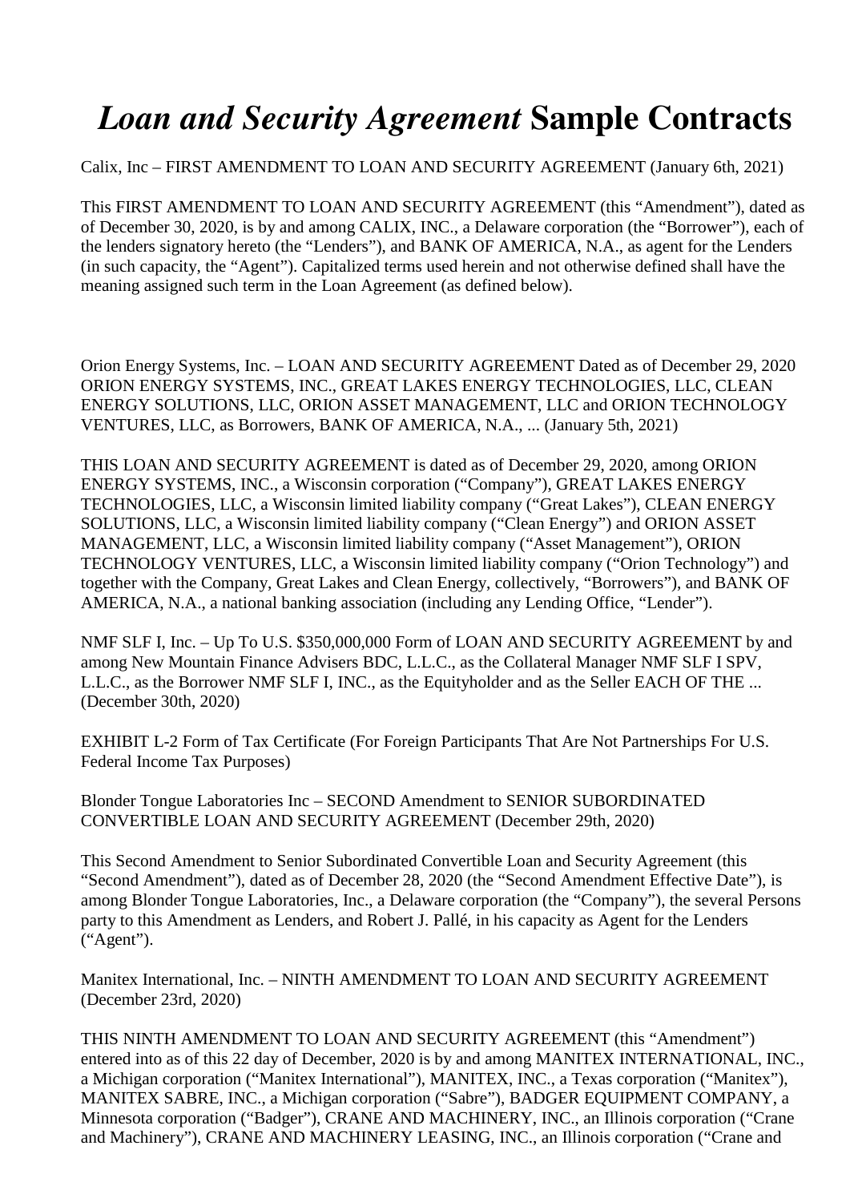# *Loan and Security Agreement* Sample Contracts

Calix, Inc – FIRST AMENDMENT TO LOAN AND SECURITY AGREEMENT (January 6th, 2021)

This FIRST AMENDMENT TO LOAN AND SECURITY AGREEMENT (this "Amendment"), dated as of December 30, 2020, is by and among CALIX, INC., a Delaware corporation (the "Borrower"), each of the lenders signatory hereto (the "Lenders"), and BANK OF AMERICA, N.A., as agent for the Lenders (in such capacity, the "Agent"). Capitalized terms used herein and not otherwise defined shall have the meaning assigned such term in the Loan Agreement (as defined below).

Orion Energy Systems, Inc. – LOAN AND SECURITY AGREEMENT Dated as of December 29, 2020 ORION ENERGY SYSTEMS, INC., GREAT LAKES ENERGY TECHNOLOGIES, LLC, CLEAN ENERGY SOLUTIONS, LLC, ORION ASSET MANAGEMENT, LLC and ORION TECHNOLOGY VENTURES, LLC, as Borrowers, BANK OF AMERICA, N.A., ... (January 5th, 2021)

THIS LOAN AND SECURITY AGREEMENT is dated as of December 29, 2020, among ORION ENERGY SYSTEMS, INC., a Wisconsin corporation ("Company"), GREAT LAKES ENERGY TECHNOLOGIES, LLC, a Wisconsin limited liability company ("Great Lakes"), CLEAN ENERGY SOLUTIONS, LLC, a Wisconsin limited liability company ("Clean Energy") and ORION ASSET MANAGEMENT, LLC, a Wisconsin limited liability company ("Asset Management"), ORION TECHNOLOGY VENTURES, LLC, a Wisconsin limited liability company ("Orion Technology") and together with the Company, Great Lakes and Clean Energy, collectively, "Borrowers"), and BANK OF AMERICA, N.A., a national banking association (including any Lending Office, "Lender").

NMF SLF I, Inc. – Up To U.S. $350,000,000 Form of LOAN AND SECURITY AGREEMENT by and among New Mountain Finance Advisers BDC, L.L.C., as the Collateral Manager NMF SLF I SPV, L.L.C., as the Borrower NMF SLF I, INC., as the Equityholder and as the Seller EACH OF THE ... (December 30th, 2020)

EXHIBIT L-2 Form of Tax Certificate (For Foreign Participants That Are Not Partnerships For U.S. Federal Income Tax Purposes)

Blonder Tongue Laboratories Inc – SECOND Amendment to SENIOR SUBORDINATED CONVERTIBLE LOAN AND SECURITY AGREEMENT (December 29th, 2020)

This Second Amendment to Senior Subordinated Convertible Loan and Security Agreement (this "Second Amendment"), dated as of December 28, 2020 (the "Second Amendment Effective Date"), is among Blonder Tongue Laboratories, Inc., a Delaware corporation (the "Company"), the several Persons party to this Amendment as Lenders, and Robert J. Pallé, in his capacity as Agent for the Lenders ("Agent").

Manitex International, Inc. – NINTH AMENDMENT TO LOAN AND SECURITY AGREEMENT (December 23rd, 2020)

THIS NINTH AMENDMENT TO LOAN AND SECURITY AGREEMENT (this "Amendment") entered into as of this 22 day of December, 2020 is by and among MANITEX INTERNATIONAL, INC., a Michigan corporation ("Manitex International"), MANITEX, INC., a Texas corporation ("Manitex"), MANITEX SABRE, INC., a Michigan corporation ("Sabre"), BADGER EQUIPMENT COMPANY, a Minnesota corporation ("Badger"), CRANE AND MACHINERY, INC., an Illinois corporation ("Crane and Machinery"), CRANE AND MACHINERY LEASING, INC., an Illinois corporation ("Crane and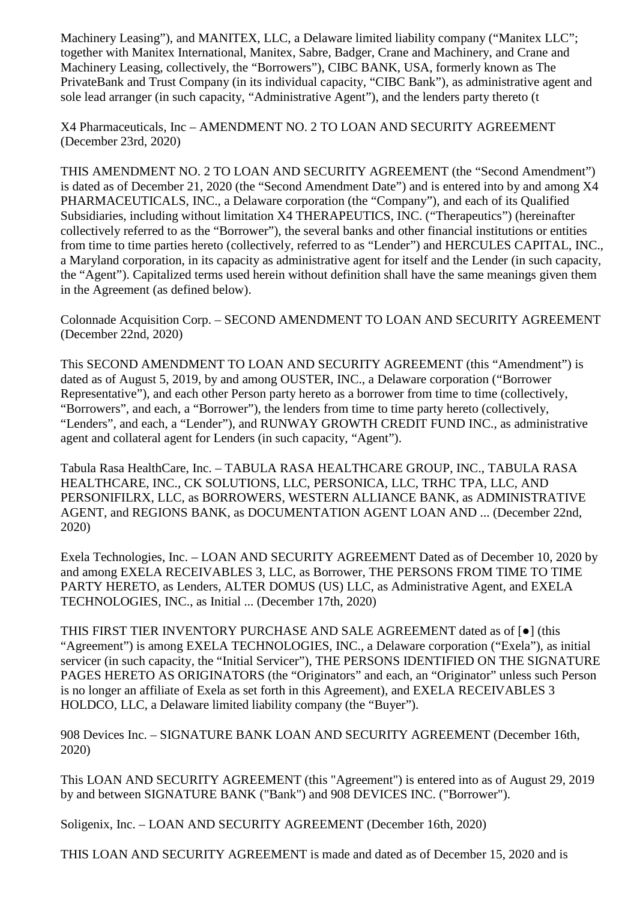Machinery Leasing"), and MANITEX, LLC, a Delaware limited liability company ("Manitex LLC"; together with Manitex International, Manitex, Sabre, Badger, Crane and Machinery, and Crane and Machinery Leasing, collectively, the "Borrowers"), CIBC BANK, USA, formerly known as The PrivateBank and Trust Company (in its individual capacity, "CIBC Bank"), as administrative agent and sole lead arranger (in such capacity, "Administrative Agent"), and the lenders party thereto (t

X4 Pharmaceuticals, Inc – AMENDMENT NO. 2 TO LOAN AND SECURITY AGREEMENT (December 23rd, 2020)

THIS AMENDMENT NO. 2 TO LOAN AND SECURITY AGREEMENT (the "Second Amendment") is dated as of December 21, 2020 (the "Second Amendment Date") and is entered into by and among X4 PHARMACEUTICALS, INC., a Delaware corporation (the "Company"), and each of its Qualified Subsidiaries, including without limitation X4 THERAPEUTICS, INC. ("Therapeutics") (hereinafter collectively referred to as the "Borrower"), the several banks and other financial institutions or entities from time to time parties hereto (collectively, referred to as "Lender") and HERCULES CAPITAL, INC., a Maryland corporation, in its capacity as administrative agent for itself and the Lender (in such capacity, the "Agent"). Capitalized terms used herein without definition shall have the same meanings given them in the Agreement (as defined below).

Colonnade Acquisition Corp. – SECOND AMENDMENT TO LOAN AND SECURITY AGREEMENT (December 22nd, 2020)

This SECOND AMENDMENT TO LOAN AND SECURITY AGREEMENT (this "Amendment") is dated as of August 5, 2019, by and among OUSTER, INC., a Delaware corporation ("Borrower Representative"), and each other Person party hereto as a borrower from time to time (collectively, "Borrowers", and each, a "Borrower"), the lenders from time to time party hereto (collectively, "Lenders", and each, a "Lender"), and RUNWAY GROWTH CREDIT FUND INC., as administrative agent and collateral agent for Lenders (in such capacity, "Agent").

Tabula Rasa HealthCare, Inc. – TABULA RASA HEALTHCARE GROUP, INC., TABULA RASA HEALTHCARE, INC., CK SOLUTIONS, LLC, PERSONICA, LLC, TRHC TPA, LLC, AND PERSONIFILRX, LLC, as BORROWERS, WESTERN ALLIANCE BANK, as ADMINISTRATIVE AGENT, and REGIONS BANK, as DOCUMENTATION AGENT LOAN AND ... (December 22nd, 2020)

Exela Technologies, Inc. – LOAN AND SECURITY AGREEMENT Dated as of December 10, 2020 by and among EXELA RECEIVABLES 3, LLC, as Borrower, THE PERSONS FROM TIME TO TIME PARTY HERETO, as Lenders, ALTER DOMUS (US) LLC, as Administrative Agent, and EXELA TECHNOLOGIES, INC., as Initial ... (December 17th, 2020)

THIS FIRST TIER INVENTORY PURCHASE AND SALE AGREEMENT dated as of [●] (this "Agreement") is among EXELA TECHNOLOGIES, INC., a Delaware corporation ("Exela"), as initial servicer (in such capacity, the "Initial Servicer"), THE PERSONS IDENTIFIED ON THE SIGNATURE PAGES HERETO AS ORIGINATORS (the "Originators" and each, an "Originator" unless such Person is no longer an affiliate of Exela as set forth in this Agreement), and EXELA RECEIVABLES 3 HOLDCO, LLC, a Delaware limited liability company (the "Buyer").

908 Devices Inc. – SIGNATURE BANK LOAN AND SECURITY AGREEMENT (December 16th, 2020)

This LOAN AND SECURITY AGREEMENT (this "Agreement") is entered into as of August 29, 2019 by and between SIGNATURE BANK ("Bank") and 908 DEVICES INC. ("Borrower").

Soligenix, Inc. – LOAN AND SECURITY AGREEMENT (December 16th, 2020)

THIS LOAN AND SECURITY AGREEMENT is made and dated as of December 15, 2020 and is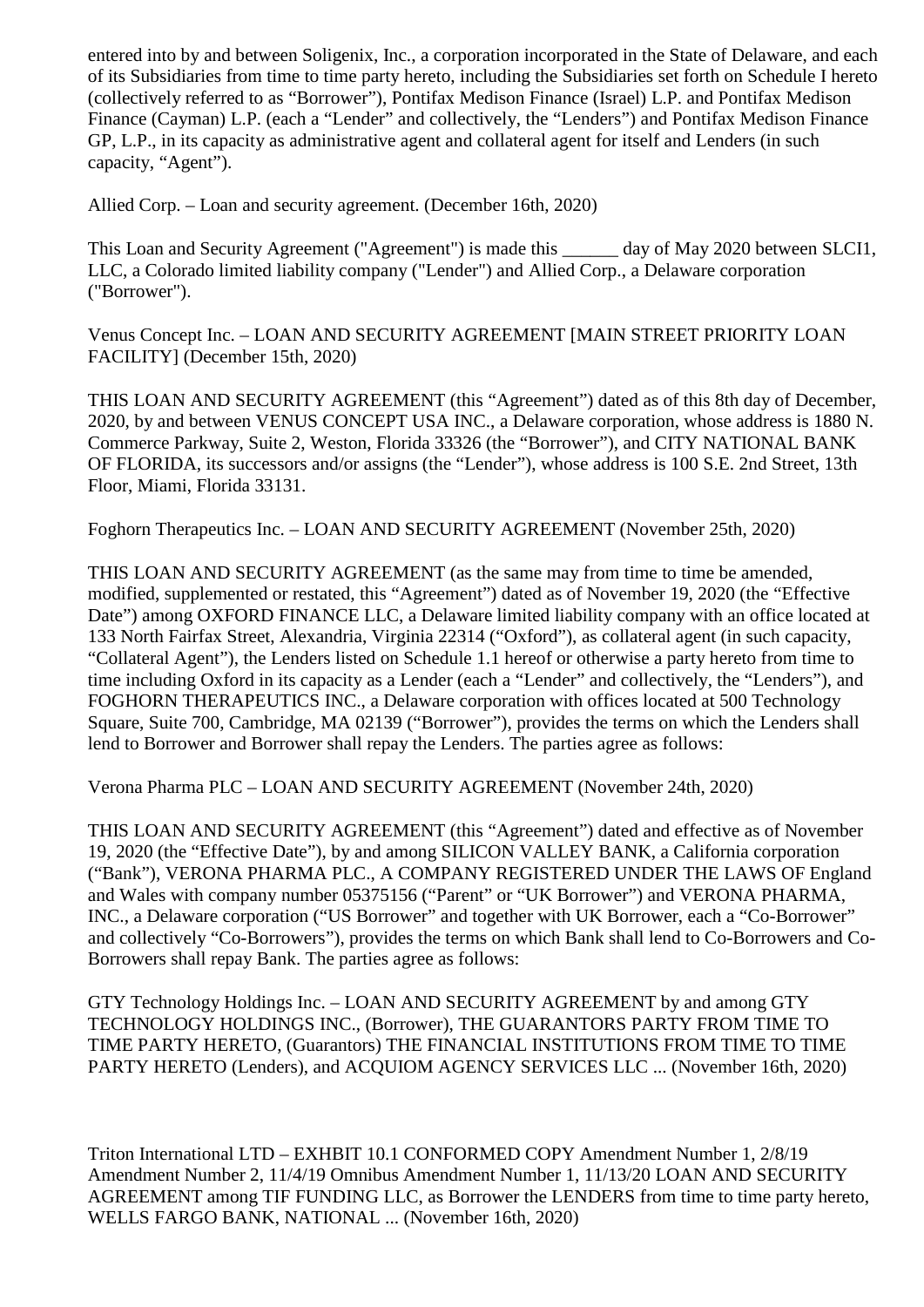entered into by and between Soligenix, Inc., a corporation incorporated in the State of Delaware, and each of its Subsidiaries from time to time party hereto, including the Subsidiaries set forth on Schedule I hereto (collectively referred to as "Borrower"), Pontifax Medison Finance (Israel) L.P. and Pontifax Medison Finance (Cayman) L.P. (each a "Lender" and collectively, the "Lenders") and Pontifax Medison Finance GP, L.P., in its capacity as administrative agent and collateral agent for itself and Lenders (in such capacity, "Agent").

Allied Corp. – Loan and security agreement. (December 16th, 2020)

This Loan and Security Agreement ("Agreement") is made this ______ day of May 2020 between SLCI1, LLC, a Colorado limited liability company ("Lender") and Allied Corp., a Delaware corporation ("Borrower").

Venus Concept Inc. – LOAN AND SECURITY AGREEMENT [MAIN STREET PRIORITY LOAN FACILITY] (December 15th, 2020)

THIS LOAN AND SECURITY AGREEMENT (this "Agreement") dated as of this 8th day of December, 2020, by and between VENUS CONCEPT USA INC., a Delaware corporation, whose address is 1880 N. Commerce Parkway, Suite 2, Weston, Florida 33326 (the "Borrower"), and CITY NATIONAL BANK OF FLORIDA, its successors and/or assigns (the "Lender"), whose address is 100 S.E. 2nd Street, 13th Floor, Miami, Florida 33131.

Foghorn Therapeutics Inc. – LOAN AND SECURITY AGREEMENT (November 25th, 2020)

THIS LOAN AND SECURITY AGREEMENT (as the same may from time to time be amended, modified, supplemented or restated, this "Agreement") dated as of November 19, 2020 (the "Effective Date") among OXFORD FINANCE LLC, a Delaware limited liability company with an office located at 133 North Fairfax Street, Alexandria, Virginia 22314 ("Oxford"), as collateral agent (in such capacity, "Collateral Agent"), the Lenders listed on Schedule 1.1 hereof or otherwise a party hereto from time to time including Oxford in its capacity as a Lender (each a "Lender" and collectively, the "Lenders"), and FOGHORN THERAPEUTICS INC., a Delaware corporation with offices located at 500 Technology Square, Suite 700, Cambridge, MA 02139 ("Borrower"), provides the terms on which the Lenders shall lend to Borrower and Borrower shall repay the Lenders. The parties agree as follows:

Verona Pharma PLC – LOAN AND SECURITY AGREEMENT (November 24th, 2020)

THIS LOAN AND SECURITY AGREEMENT (this "Agreement") dated and effective as of November 19, 2020 (the "Effective Date"), by and among SILICON VALLEY BANK, a California corporation ("Bank"), VERONA PHARMA PLC., A COMPANY REGISTERED UNDER THE LAWS OF England and Wales with company number 05375156 ("Parent" or "UK Borrower") and VERONA PHARMA, INC., a Delaware corporation ("US Borrower" and together with UK Borrower, each a "Co-Borrower" and collectively "Co-Borrowers"), provides the terms on which Bank shall lend to Co-Borrowers and Co-Borrowers shall repay Bank. The parties agree as follows:

GTY Technology Holdings Inc. – LOAN AND SECURITY AGREEMENT by and among GTY TECHNOLOGY HOLDINGS INC., (Borrower), THE GUARANTORS PARTY FROM TIME TO TIME PARTY HERETO, (Guarantors) THE FINANCIAL INSTITUTIONS FROM TIME TO TIME PARTY HERETO (Lenders), and ACQUIOM AGENCY SERVICES LLC ... (November 16th, 2020)

Triton International LTD – EXHIBIT 10.1 CONFORMED COPY Amendment Number 1, 2/8/19 Amendment Number 2, 11/4/19 Omnibus Amendment Number 1, 11/13/20 LOAN AND SECURITY AGREEMENT among TIF FUNDING LLC, as Borrower the LENDERS from time to time party hereto, WELLS FARGO BANK, NATIONAL ... (November 16th, 2020)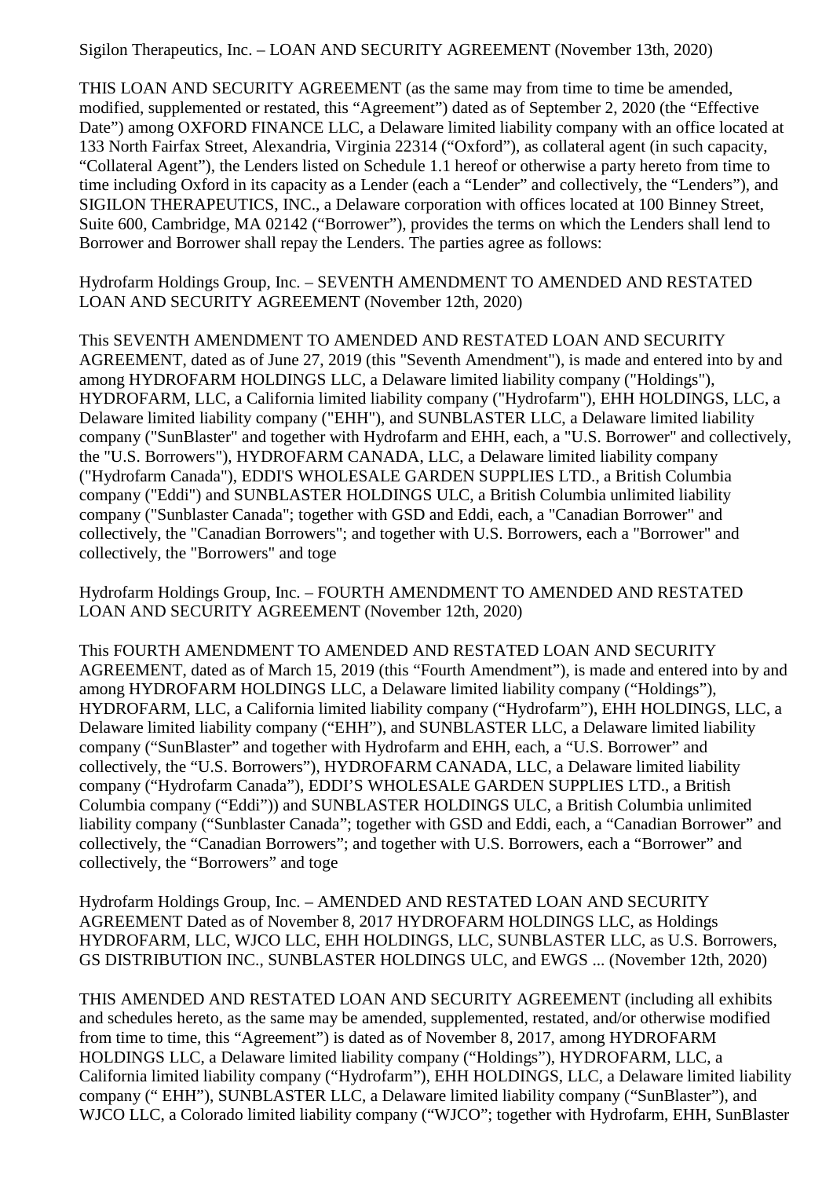Sigilon Therapeutics, Inc. – LOAN AND SECURITY AGREEMENT (November 13th, 2020)

THIS LOAN AND SECURITY AGREEMENT (as the same may from time to time be amended, modified, supplemented or restated, this "Agreement") dated as of September 2, 2020 (the "Effective Date") among OXFORD FINANCE LLC, a Delaware limited liability company with an office located at 133 North Fairfax Street, Alexandria, Virginia 22314 ("Oxford"), as collateral agent (in such capacity, "Collateral Agent"), the Lenders listed on Schedule 1.1 hereof or otherwise a party hereto from time to time including Oxford in its capacity as a Lender (each a "Lender" and collectively, the "Lenders"), and SIGILON THERAPEUTICS, INC., a Delaware corporation with offices located at 100 Binney Street, Suite 600, Cambridge, MA 02142 ("Borrower"), provides the terms on which the Lenders shall lend to Borrower and Borrower shall repay the Lenders. The parties agree as follows:

Hydrofarm Holdings Group, Inc. – SEVENTH AMENDMENT TO AMENDED AND RESTATED LOAN AND SECURITY AGREEMENT (November 12th, 2020)

This SEVENTH AMENDMENT TO AMENDED AND RESTATED LOAN AND SECURITY AGREEMENT, dated as of June 27, 2019 (this "Seventh Amendment"), is made and entered into by and among HYDROFARM HOLDINGS LLC, a Delaware limited liability company ("Holdings"), HYDROFARM, LLC, a California limited liability company ("Hydrofarm"), EHH HOLDINGS, LLC, a Delaware limited liability company ("EHH"), and SUNBLASTER LLC, a Delaware limited liability company ("SunBlaster" and together with Hydrofarm and EHH, each, a "U.S. Borrower" and collectively, the "U.S. Borrowers"), HYDROFARM CANADA, LLC, a Delaware limited liability company ("Hydrofarm Canada"), EDDI'S WHOLESALE GARDEN SUPPLIES LTD., a British Columbia company ("Eddi") and SUNBLASTER HOLDINGS ULC, a British Columbia unlimited liability company ("Sunblaster Canada"; together with GSD and Eddi, each, a "Canadian Borrower" and collectively, the "Canadian Borrowers"; and together with U.S. Borrowers, each a "Borrower" and collectively, the "Borrowers" and toge

Hydrofarm Holdings Group, Inc. – FOURTH AMENDMENT TO AMENDED AND RESTATED LOAN AND SECURITY AGREEMENT (November 12th, 2020)

This FOURTH AMENDMENT TO AMENDED AND RESTATED LOAN AND SECURITY AGREEMENT, dated as of March 15, 2019 (this "Fourth Amendment"), is made and entered into by and among HYDROFARM HOLDINGS LLC, a Delaware limited liability company ("Holdings"), HYDROFARM, LLC, a California limited liability company ("Hydrofarm"), EHH HOLDINGS, LLC, a Delaware limited liability company ("EHH"), and SUNBLASTER LLC, a Delaware limited liability company ("SunBlaster" and together with Hydrofarm and EHH, each, a "U.S. Borrower" and collectively, the "U.S. Borrowers"), HYDROFARM CANADA, LLC, a Delaware limited liability company ("Hydrofarm Canada"), EDDI'S WHOLESALE GARDEN SUPPLIES LTD., a British Columbia company ("Eddi")) and SUNBLASTER HOLDINGS ULC, a British Columbia unlimited liability company ("Sunblaster Canada"; together with GSD and Eddi, each, a "Canadian Borrower" and collectively, the "Canadian Borrowers"; and together with U.S. Borrowers, each a "Borrower" and collectively, the "Borrowers" and toge

Hydrofarm Holdings Group, Inc. – AMENDED AND RESTATED LOAN AND SECURITY AGREEMENT Dated as of November 8, 2017 HYDROFARM HOLDINGS LLC, as Holdings HYDROFARM, LLC, WJCO LLC, EHH HOLDINGS, LLC, SUNBLASTER LLC, as U.S. Borrowers, GS DISTRIBUTION INC., SUNBLASTER HOLDINGS ULC, and EWGS ... (November 12th, 2020)

THIS AMENDED AND RESTATED LOAN AND SECURITY AGREEMENT (including all exhibits and schedules hereto, as the same may be amended, supplemented, restated, and/or otherwise modified from time to time, this "Agreement") is dated as of November 8, 2017, among HYDROFARM HOLDINGS LLC, a Delaware limited liability company ("Holdings"), HYDROFARM, LLC, a California limited liability company ("Hydrofarm"), EHH HOLDINGS, LLC, a Delaware limited liability company (" EHH"), SUNBLASTER LLC, a Delaware limited liability company ("SunBlaster"), and WJCO LLC, a Colorado limited liability company ("WJCO"; together with Hydrofarm, EHH, SunBlaster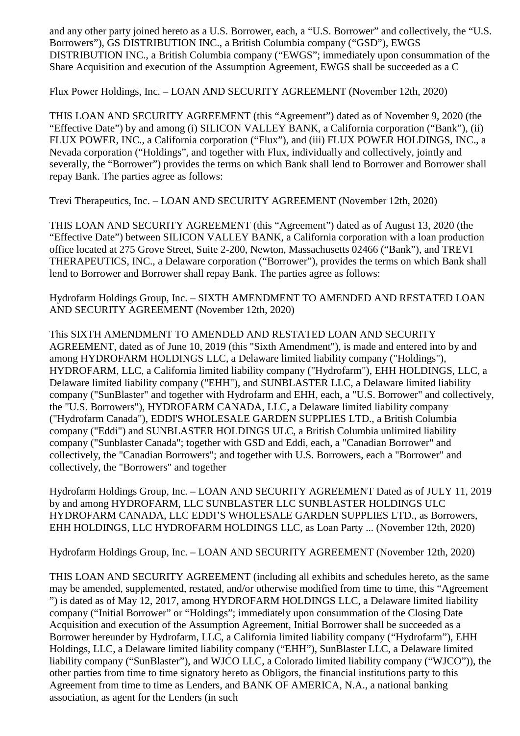and any other party joined hereto as a U.S. Borrower, each, a "U.S. Borrower" and collectively, the "U.S. Borrowers"), GS DISTRIBUTION INC., a British Columbia company ("GSD"), EWGS DISTRIBUTION INC., a British Columbia company ("EWGS"; immediately upon consummation of the Share Acquisition and execution of the Assumption Agreement, EWGS shall be succeeded as a C

Flux Power Holdings, Inc. – LOAN AND SECURITY AGREEMENT (November 12th, 2020)

THIS LOAN AND SECURITY AGREEMENT (this "Agreement") dated as of November 9, 2020 (the "Effective Date") by and among (i) SILICON VALLEY BANK, a California corporation ("Bank"), (ii) FLUX POWER, INC., a California corporation ("Flux"), and (iii) FLUX POWER HOLDINGS, INC., a Nevada corporation ("Holdings", and together with Flux, individually and collectively, jointly and severally, the "Borrower") provides the terms on which Bank shall lend to Borrower and Borrower shall repay Bank. The parties agree as follows:

Trevi Therapeutics, Inc. – LOAN AND SECURITY AGREEMENT (November 12th, 2020)

THIS LOAN AND SECURITY AGREEMENT (this "Agreement") dated as of August 13, 2020 (the "Effective Date") between SILICON VALLEY BANK, a California corporation with a loan production office located at 275 Grove Street, Suite 2-200, Newton, Massachusetts 02466 ("Bank"), and TREVI THERAPEUTICS, INC., a Delaware corporation ("Borrower"), provides the terms on which Bank shall lend to Borrower and Borrower shall repay Bank. The parties agree as follows:

Hydrofarm Holdings Group, Inc. – SIXTH AMENDMENT TO AMENDED AND RESTATED LOAN AND SECURITY AGREEMENT (November 12th, 2020)

This SIXTH AMENDMENT TO AMENDED AND RESTATED LOAN AND SECURITY AGREEMENT, dated as of June 10, 2019 (this "Sixth Amendment"), is made and entered into by and among HYDROFARM HOLDINGS LLC, a Delaware limited liability company ("Holdings"), HYDROFARM, LLC, a California limited liability company ("Hydrofarm"), EHH HOLDINGS, LLC, a Delaware limited liability company ("EHH"), and SUNBLASTER LLC, a Delaware limited liability company ("SunBlaster" and together with Hydrofarm and EHH, each, a "U.S. Borrower" and collectively, the "U.S. Borrowers"), HYDROFARM CANADA, LLC, a Delaware limited liability company ("Hydrofarm Canada"), EDDI'S WHOLESALE GARDEN SUPPLIES LTD., a British Columbia company ("Eddi") and SUNBLASTER HOLDINGS ULC, a British Columbia unlimited liability company ("Sunblaster Canada"; together with GSD and Eddi, each, a "Canadian Borrower" and collectively, the "Canadian Borrowers"; and together with U.S. Borrowers, each a "Borrower" and collectively, the "Borrowers" and together

Hydrofarm Holdings Group, Inc. – LOAN AND SECURITY AGREEMENT Dated as of JULY 11, 2019 by and among HYDROFARM, LLC SUNBLASTER LLC SUNBLASTER HOLDINGS ULC HYDROFARM CANADA, LLC EDDI'S WHOLESALE GARDEN SUPPLIES LTD., as Borrowers, EHH HOLDINGS, LLC HYDROFARM HOLDINGS LLC, as Loan Party ... (November 12th, 2020)

Hydrofarm Holdings Group, Inc. – LOAN AND SECURITY AGREEMENT (November 12th, 2020)

THIS LOAN AND SECURITY AGREEMENT (including all exhibits and schedules hereto, as the same may be amended, supplemented, restated, and/or otherwise modified from time to time, this "Agreement ") is dated as of May 12, 2017, among HYDROFARM HOLDINGS LLC, a Delaware limited liability company ("Initial Borrower" or "Holdings"; immediately upon consummation of the Closing Date Acquisition and execution of the Assumption Agreement, Initial Borrower shall be succeeded as a Borrower hereunder by Hydrofarm, LLC, a California limited liability company ("Hydrofarm"), EHH Holdings, LLC, a Delaware limited liability company ("EHH"), SunBlaster LLC, a Delaware limited liability company ("SunBlaster"), and WJCO LLC, a Colorado limited liability company ("WJCO")), the other parties from time to time signatory hereto as Obligors, the financial institutions party to this Agreement from time to time as Lenders, and BANK OF AMERICA, N.A., a national banking association, as agent for the Lenders (in such